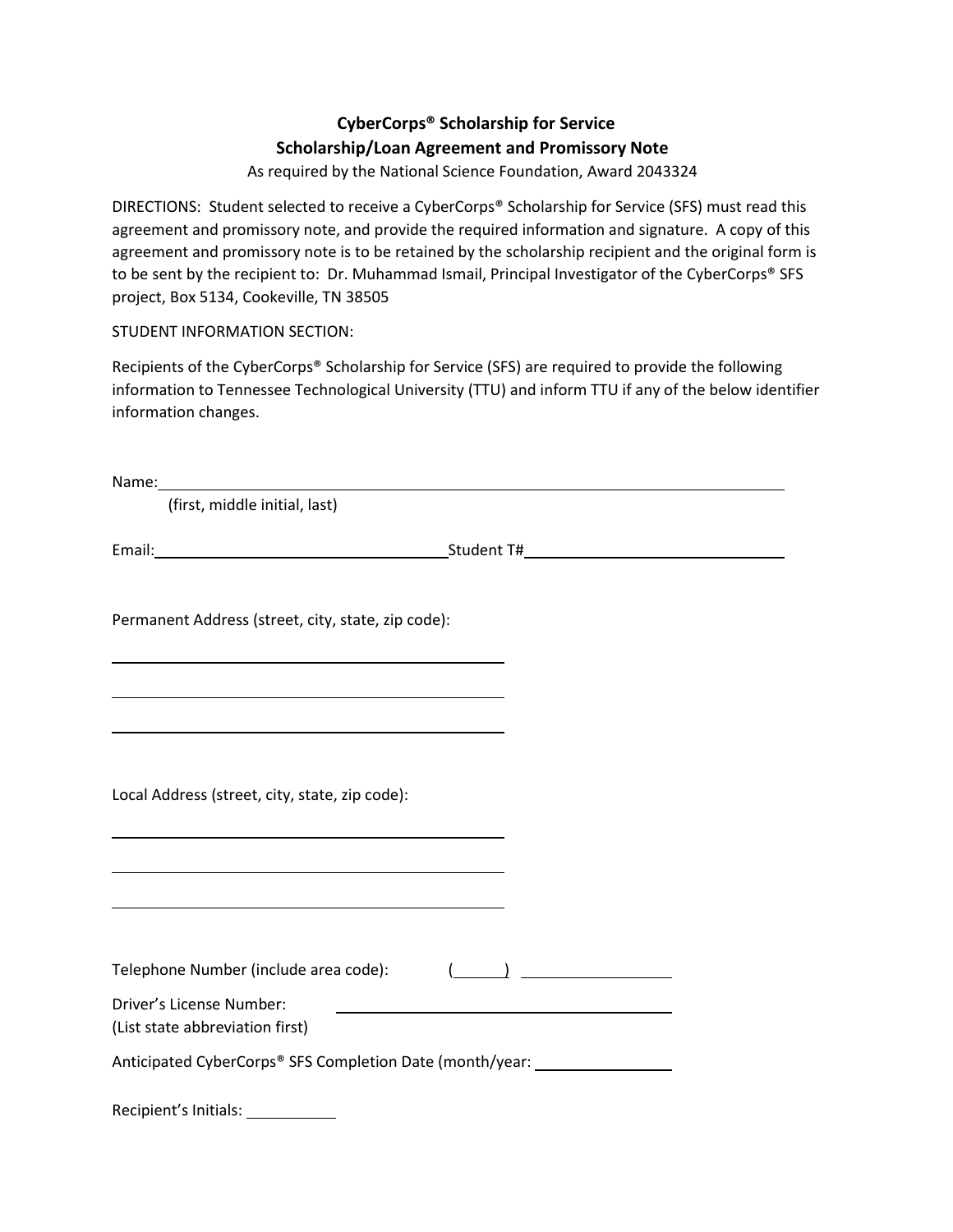**CyberCorps® Scholarship for Service**
**Scholarship/Loan Agreement and Promissory Note**

As required by the National Science Foundation, Award 2043324

DIRECTIONS: Student selected to receive a CyberCorps® Scholarship for Service (SFS) must read this agreement and promissory note, and provide the required information and signature. A copy of this agreement and promissory note is to be retained by the scholarship recipient and the original form is to be sent by the recipient to: Dr. Muhammad Ismail, Principal Investigator of the CyberCorps® SFS project, Box 5134, Cookeville, TN 38505

STUDENT INFORMATION SECTION:

Recipients of the CyberCorps® Scholarship for Service (SFS) are required to provide the following information to Tennessee Technological University (TTU) and inform TTU if any of the below identifier information changes.

Name: ______________________________________________
(first, middle initial, last)

Email: ______________________ Student T# ______________________

Permanent Address (street, city, state, zip code):

______________________________

______________________________

______________________________

Local Address (street, city, state, zip code):

______________________________

______________________________

______________________________

Telephone Number (include area code): (\_\_\_\_\_) ______________

Driver's License Number: ______________________
(List state abbreviation first)

Anticipated CyberCorps® SFS Completion Date (month/year: ______________

Recipient's Initials: __________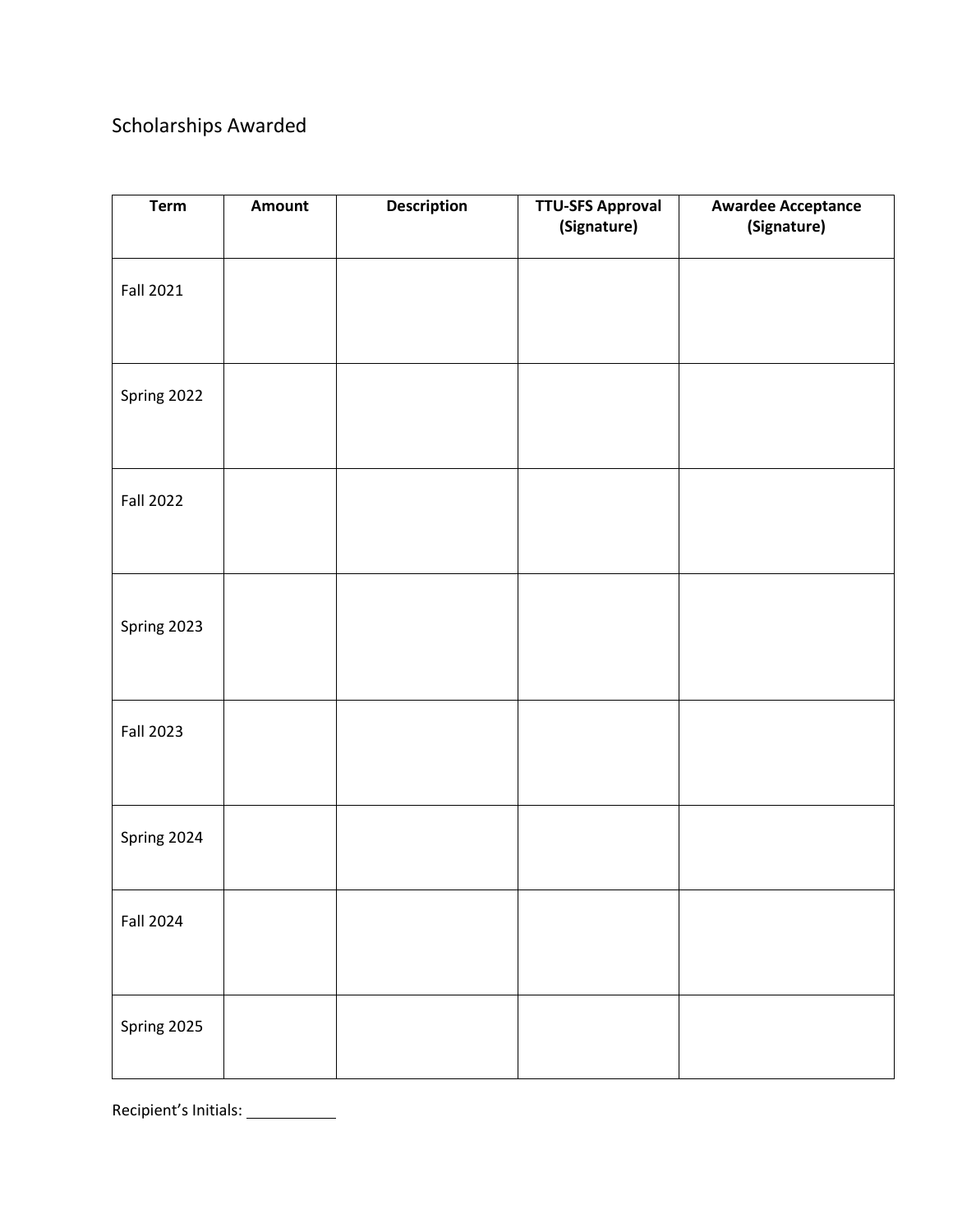# Scholarships Awarded

| Term | Amount | Description | TTU-SFS Approval (Signature) | Awardee Acceptance (Signature) |
| --- | --- | --- | --- | --- |
| Fall 2021 | | | | |
| Spring 2022 | | | | |
| Fall 2022 | | | | |
| Spring 2023 | | | | |
| Fall 2023 | | | | |
| Spring 2024 | | | | |
| Fall 2024 | | | | |
| Spring 2025 | | | | |

Recipient's Initials: ___________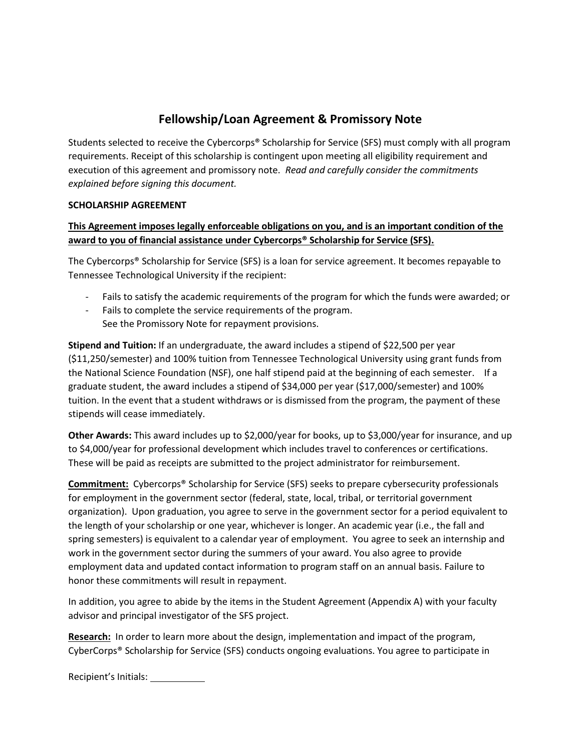# Fellowship/Loan Agreement & Promissory Note

Students selected to receive the Cybercorps® Scholarship for Service (SFS) must comply with all program requirements. Receipt of this scholarship is contingent upon meeting all eligibility requirement and execution of this agreement and promissory note. *Read and carefully consider the commitments explained before signing this document.*

**SCHOLARSHIP AGREEMENT**

**This Agreement imposes legally enforceable obligations on you, and is an important condition of the award to you of financial assistance under Cybercorps® Scholarship for Service (SFS).**

The Cybercorps® Scholarship for Service (SFS) is a loan for service agreement. It becomes repayable to Tennessee Technological University if the recipient:

- Fails to satisfy the academic requirements of the program for which the funds were awarded; or
- Fails to complete the service requirements of the program.
  See the Promissory Note for repayment provisions.

**Stipend and Tuition:** If an undergraduate, the award includes a stipend of $22,500 per year ($11,250/semester) and 100% tuition from Tennessee Technological University using grant funds from the National Science Foundation (NSF), one half stipend paid at the beginning of each semester. If a graduate student, the award includes a stipend of $34,000 per year ($17,000/semester) and 100% tuition. In the event that a student withdraws or is dismissed from the program, the payment of these stipends will cease immediately.

**Other Awards:** This award includes up to $2,000/year for books, up to $3,000/year for insurance, and up to $4,000/year for professional development which includes travel to conferences or certifications. These will be paid as receipts are submitted to the project administrator for reimbursement.

**Commitment:** Cybercorps® Scholarship for Service (SFS) seeks to prepare cybersecurity professionals for employment in the government sector (federal, state, local, tribal, or territorial government organization). Upon graduation, you agree to serve in the government sector for a period equivalent to the length of your scholarship or one year, whichever is longer. An academic year (i.e., the fall and spring semesters) is equivalent to a calendar year of employment. You agree to seek an internship and work in the government sector during the summers of your award. You also agree to provide employment data and updated contact information to program staff on an annual basis. Failure to honor these commitments will result in repayment.

In addition, you agree to abide by the items in the Student Agreement (Appendix A) with your faculty advisor and principal investigator of the SFS project.

**Research:** In order to learn more about the design, implementation and impact of the program, CyberCorps® Scholarship for Service (SFS) conducts ongoing evaluations. You agree to participate in

Recipient's Initials: ___________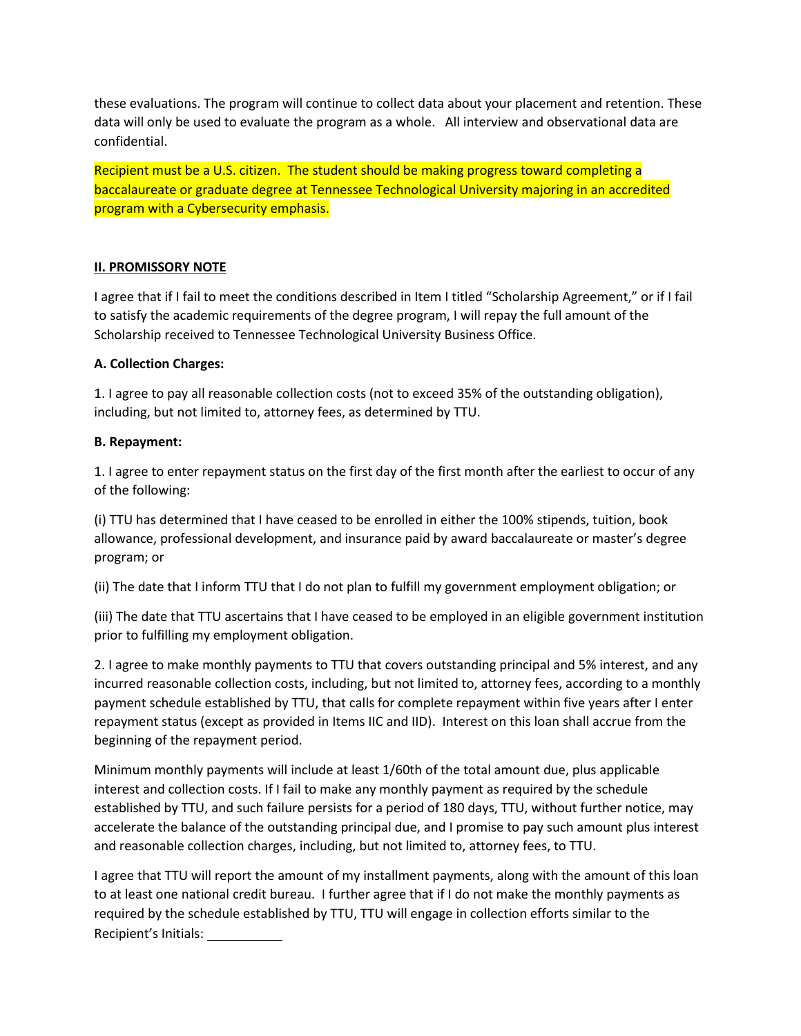these evaluations. The program will continue to collect data about your placement and retention. These data will only be used to evaluate the program as a whole. All interview and observational data are confidential.

Recipient must be a U.S. citizen. The student should be making progress toward completing a baccalaureate or graduate degree at Tennessee Technological University majoring in an accredited program with a Cybersecurity emphasis.

**II. PROMISSORY NOTE**

I agree that if I fail to meet the conditions described in Item I titled "Scholarship Agreement," or if I fail to satisfy the academic requirements of the degree program, I will repay the full amount of the Scholarship received to Tennessee Technological University Business Office.

**A. Collection Charges:**

1. I agree to pay all reasonable collection costs (not to exceed 35% of the outstanding obligation), including, but not limited to, attorney fees, as determined by TTU.

**B. Repayment:**

1. I agree to enter repayment status on the first day of the first month after the earliest to occur of any of the following:

(i) TTU has determined that I have ceased to be enrolled in either the 100% stipends, tuition, book allowance, professional development, and insurance paid by award baccalaureate or master's degree program; or

(ii) The date that I inform TTU that I do not plan to fulfill my government employment obligation; or

(iii) The date that TTU ascertains that I have ceased to be employed in an eligible government institution prior to fulfilling my employment obligation.

2. I agree to make monthly payments to TTU that covers outstanding principal and 5% interest, and any incurred reasonable collection costs, including, but not limited to, attorney fees, according to a monthly payment schedule established by TTU, that calls for complete repayment within five years after I enter repayment status (except as provided in Items IIC and IID). Interest on this loan shall accrue from the beginning of the repayment period.

Minimum monthly payments will include at least 1/60th of the total amount due, plus applicable interest and collection costs. If I fail to make any monthly payment as required by the schedule established by TTU, and such failure persists for a period of 180 days, TTU, without further notice, may accelerate the balance of the outstanding principal due, and I promise to pay such amount plus interest and reasonable collection charges, including, but not limited to, attorney fees, to TTU.

I agree that TTU will report the amount of my installment payments, along with the amount of this loan to at least one national credit bureau. I further agree that if I do not make the monthly payments as required by the schedule established by TTU, TTU will engage in collection efforts similar to the

Recipient's Initials: ___________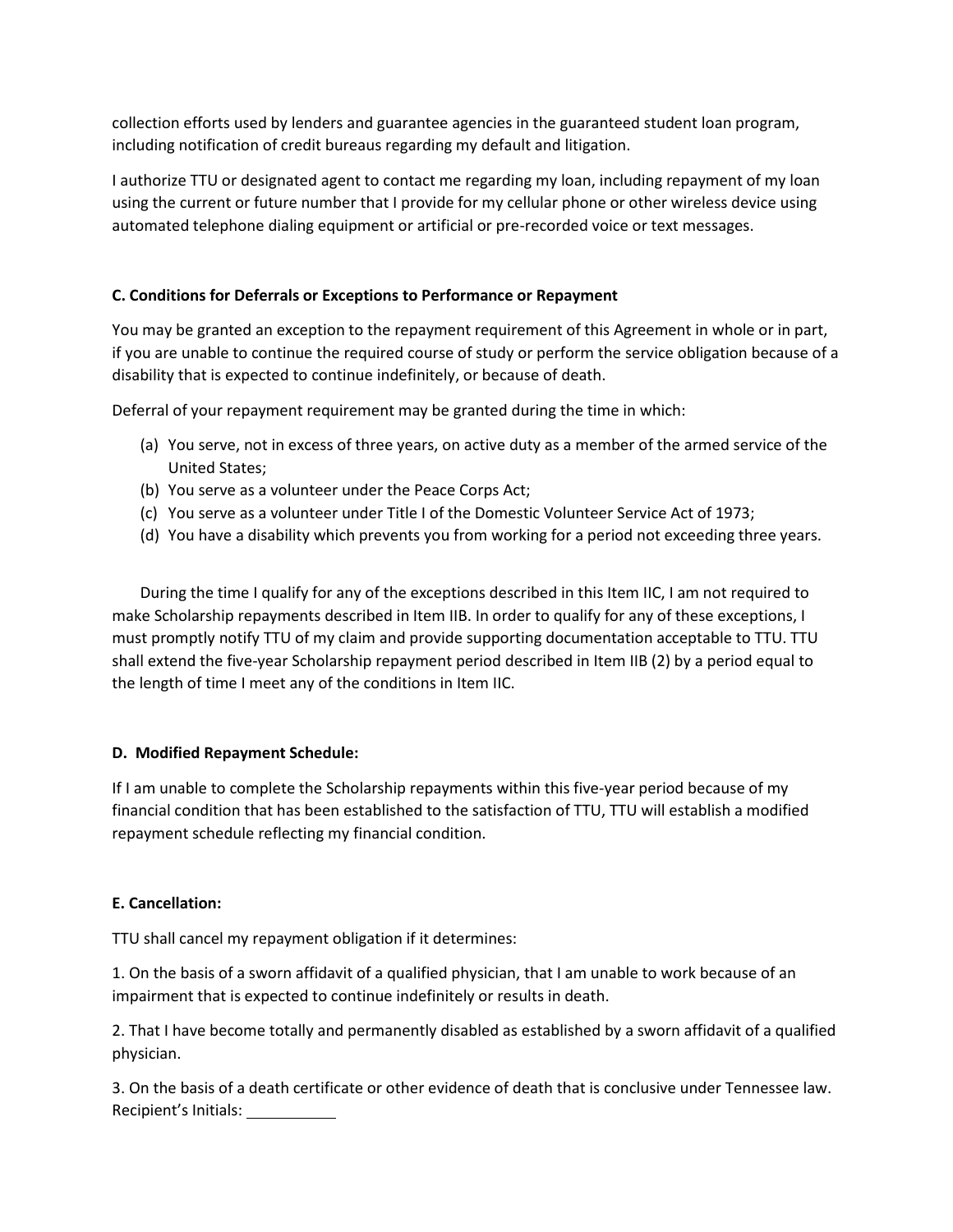collection efforts used by lenders and guarantee agencies in the guaranteed student loan program, including notification of credit bureaus regarding my default and litigation.

I authorize TTU or designated agent to contact me regarding my loan, including repayment of my loan using the current or future number that I provide for my cellular phone or other wireless device using automated telephone dialing equipment or artificial or pre-recorded voice or text messages.

**C. Conditions for Deferrals or Exceptions to Performance or Repayment**

You may be granted an exception to the repayment requirement of this Agreement in whole or in part, if you are unable to continue the required course of study or perform the service obligation because of a disability that is expected to continue indefinitely, or because of death.

Deferral of your repayment requirement may be granted during the time in which:

(a) You serve, not in excess of three years, on active duty as a member of the armed service of the United States;
(b) You serve as a volunteer under the Peace Corps Act;
(c) You serve as a volunteer under Title I of the Domestic Volunteer Service Act of 1973;
(d) You have a disability which prevents you from working for a period not exceeding three years.

During the time I qualify for any of the exceptions described in this Item IIC, I am not required to make Scholarship repayments described in Item IIB. In order to qualify for any of these exceptions, I must promptly notify TTU of my claim and provide supporting documentation acceptable to TTU. TTU shall extend the five-year Scholarship repayment period described in Item IIB (2) by a period equal to the length of time I meet any of the conditions in Item IIC.

**D. Modified Repayment Schedule:**

If I am unable to complete the Scholarship repayments within this five-year period because of my financial condition that has been established to the satisfaction of TTU, TTU will establish a modified repayment schedule reflecting my financial condition.

**E. Cancellation:**

TTU shall cancel my repayment obligation if it determines:

1. On the basis of a sworn affidavit of a qualified physician, that I am unable to work because of an impairment that is expected to continue indefinitely or results in death.

2. That I have become totally and permanently disabled as established by a sworn affidavit of a qualified physician.

3. On the basis of a death certificate or other evidence of death that is conclusive under Tennessee law.

Recipient's Initials: ___________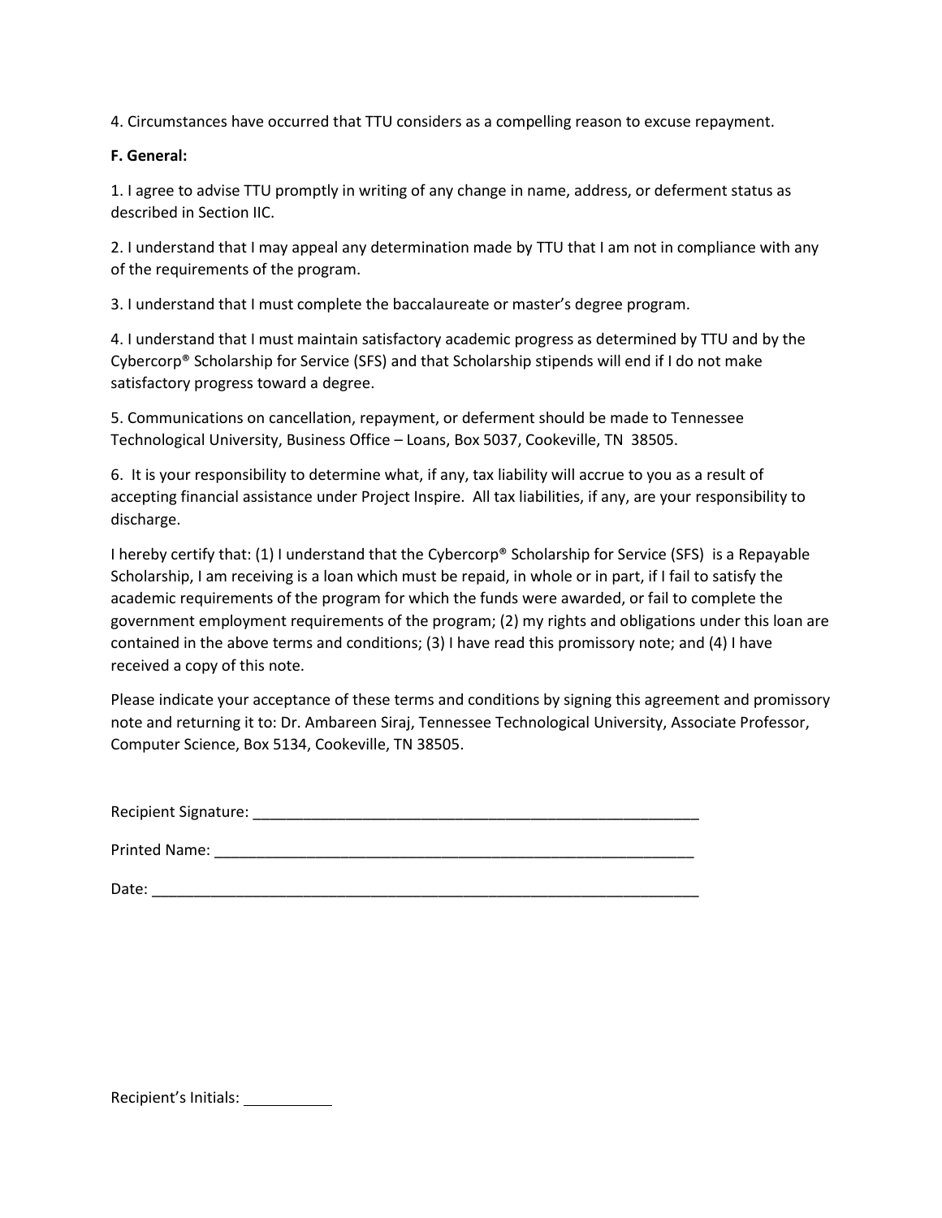4. Circumstances have occurred that TTU considers as a compelling reason to excuse repayment.

**F. General:**

1. I agree to advise TTU promptly in writing of any change in name, address, or deferment status as described in Section IIC.

2. I understand that I may appeal any determination made by TTU that I am not in compliance with any of the requirements of the program.

3. I understand that I must complete the baccalaureate or master's degree program.

4. I understand that I must maintain satisfactory academic progress as determined by TTU and by the Cybercorp® Scholarship for Service (SFS) and that Scholarship stipends will end if I do not make satisfactory progress toward a degree.

5. Communications on cancellation, repayment, or deferment should be made to Tennessee Technological University, Business Office – Loans, Box 5037, Cookeville, TN 38505.

6. It is your responsibility to determine what, if any, tax liability will accrue to you as a result of accepting financial assistance under Project Inspire. All tax liabilities, if any, are your responsibility to discharge.

I hereby certify that: (1) I understand that the Cybercorp® Scholarship for Service (SFS) is a Repayable Scholarship, I am receiving is a loan which must be repaid, in whole or in part, if I fail to satisfy the academic requirements of the program for which the funds were awarded, or fail to complete the government employment requirements of the program; (2) my rights and obligations under this loan are contained in the above terms and conditions; (3) I have read this promissory note; and (4) I have received a copy of this note.

Please indicate your acceptance of these terms and conditions by signing this agreement and promissory note and returning it to: Dr. Ambareen Siraj, Tennessee Technological University, Associate Professor, Computer Science, Box 5134, Cookeville, TN 38505.

Recipient Signature: ________________________________________________________

Printed Name: ____________________________________________________________

Date: ____________________________________________________________________

Recipient's Initials: ___________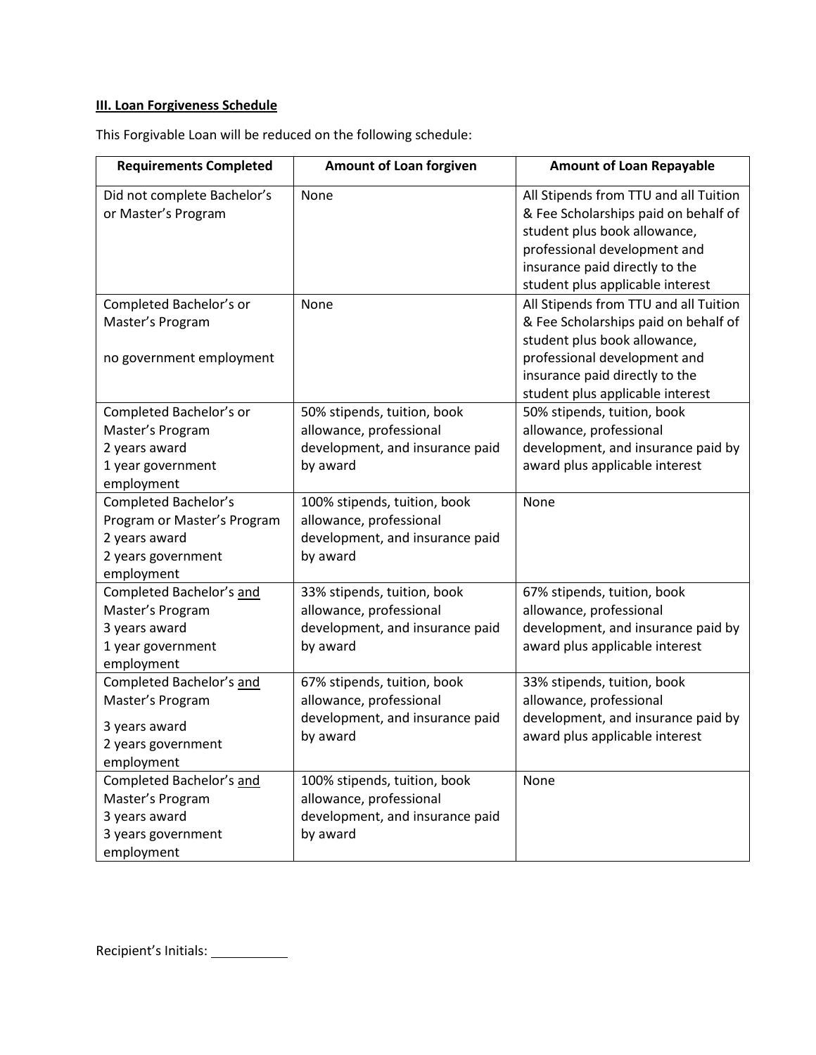**III. Loan Forgiveness Schedule**

This Forgivable Loan will be reduced on the following schedule:

| Requirements Completed | Amount of Loan forgiven | Amount of Loan Repayable |
|---|---|---|
| Did not complete Bachelor's or Master's Program | None | All Stipends from TTU and all Tuition & Fee Scholarships paid on behalf of student plus book allowance, professional development and insurance paid directly to the student plus applicable interest |
| Completed Bachelor's or Master's Program<br><br>no government employment | None | All Stipends from TTU and all Tuition & Fee Scholarships paid on behalf of student plus book allowance, professional development and insurance paid directly to the student plus applicable interest |
| Completed Bachelor's or Master's Program<br>2 years award<br>1 year government employment | 50% stipends, tuition, book allowance, professional development, and insurance paid by award | 50% stipends, tuition, book allowance, professional development, and insurance paid by award plus applicable interest |
| Completed Bachelor's Program or Master's Program<br>2 years award<br>2 years government employment | 100% stipends, tuition, book allowance, professional development, and insurance paid by award | None |
| Completed Bachelor's <u>and</u> Master's Program<br>3 years award<br>1 year government employment | 33% stipends, tuition, book allowance, professional development, and insurance paid by award | 67% stipends, tuition, book allowance, professional development, and insurance paid by award plus applicable interest |
| Completed Bachelor's <u>and</u> Master's Program<br>3 years award<br>2 years government employment | 67% stipends, tuition, book allowance, professional development, and insurance paid by award | 33% stipends, tuition, book allowance, professional development, and insurance paid by award plus applicable interest |
| Completed Bachelor's <u>and</u> Master's Program<br>3 years award<br>3 years government employment | 100% stipends, tuition, book allowance, professional development, and insurance paid by award | None |

Recipient's Initials: ___________